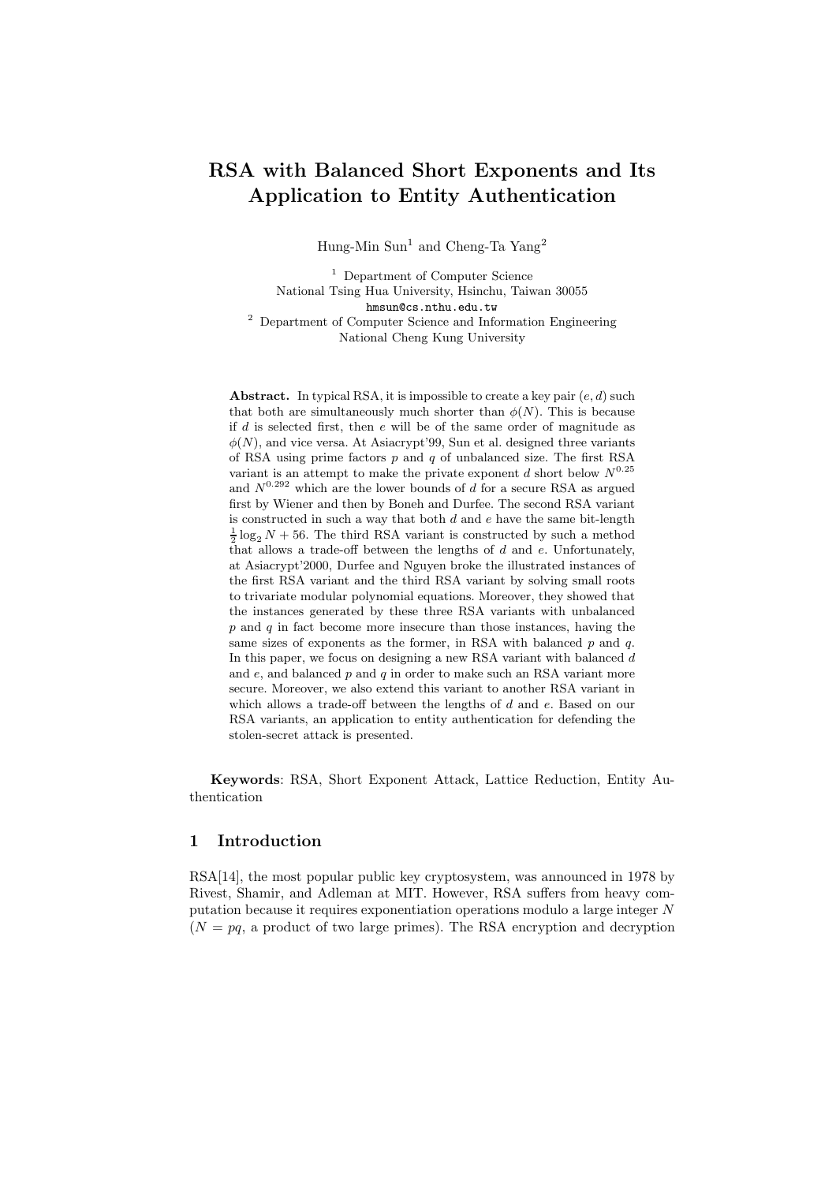# RSA with Balanced Short Exponents and Its Application to Entity Authentication

Hung-Min Sun[1] and Cheng-Ta Yang[2]

[1] Department of Computer Science
National Tsing Hua University, Hsinchu, Taiwan 30055
hmsun@cs.nthu.edu.tw

[2] Department of Computer Science and Information Engineering
National Cheng Kung University

**Abstract.** In typical RSA, it is impossible to create a key pair $(e, d)$ such that both are simultaneously much shorter than $\phi(N)$. This is because if $d$ is selected first, then $e$ will be of the same order of magnitude as $\phi(N)$, and vice versa. At Asiacrypt'99, Sun et al. designed three variants of RSA using prime factors $p$ and $q$ of unbalanced size. The first RSA variant is an attempt to make the private exponent $d$ short below $N^{0.25}$ and $N^{0.292}$ which are the lower bounds of $d$ for a secure RSA as argued first by Wiener and then by Boneh and Durfee. The second RSA variant is constructed in such a way that both $d$ and $e$ have the same bit-length $\frac{1}{2}\log_2 N + 56$. The third RSA variant is constructed by such a method that allows a trade-off between the lengths of $d$ and $e$. Unfortunately, at Asiacrypt'2000, Durfee and Nguyen broke the illustrated instances of the first RSA variant and the third RSA variant by solving small roots to trivariate modular polynomial equations. Moreover, they showed that the instances generated by these three RSA variants with unbalanced $p$ and $q$ in fact become more insecure than those instances, having the same sizes of exponents as the former, in RSA with balanced $p$ and $q$. In this paper, we focus on designing a new RSA variant with balanced $d$ and $e$, and balanced $p$ and $q$ in order to make such an RSA variant more secure. Moreover, we also extend this variant to another RSA variant in which allows a trade-off between the lengths of $d$ and $e$. Based on our RSA variants, an application to entity authentication for defending the stolen-secret attack is presented.

**Keywords**: RSA, Short Exponent Attack, Lattice Reduction, Entity Authentication

## 1 Introduction

RSA[14], the most popular public key cryptosystem, was announced in 1978 by Rivest, Shamir, and Adleman at MIT. However, RSA suffers from heavy computation because it requires exponentiation operations modulo a large integer $N$ ($N = pq$, a product of two large primes). The RSA encryption and decryption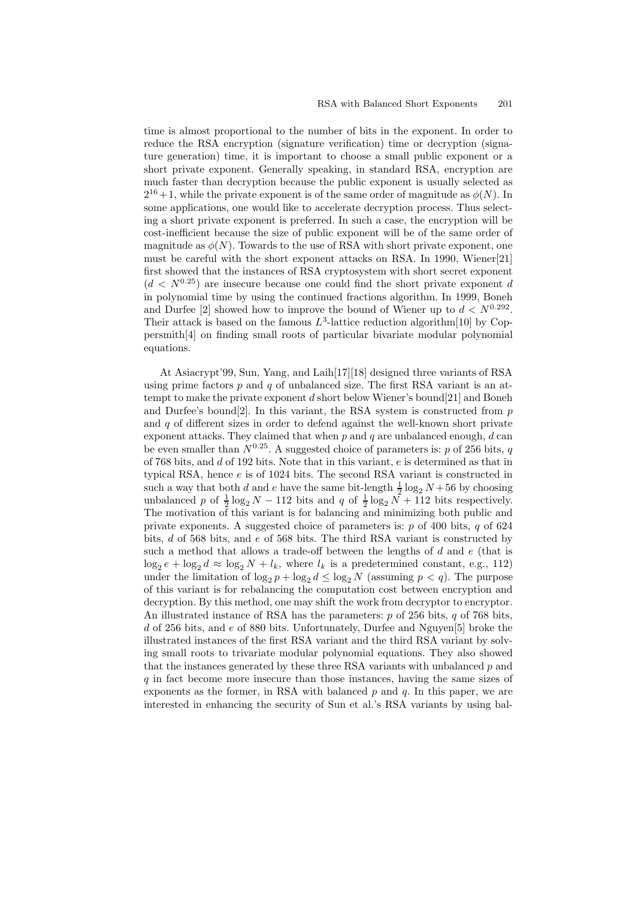time is almost proportional to the number of bits in the exponent. In order to reduce the RSA encryption (signature verification) time or decryption (signature generation) time, it is important to choose a small public exponent or a short private exponent. Generally speaking, in standard RSA, encryption are much faster than decryption because the public exponent is usually selected as $2^{16}+1$, while the private exponent is of the same order of magnitude as $\phi(N)$. In some applications, one would like to accelerate decryption process. Thus selecting a short private exponent is preferred. In such a case, the encryption will be cost-inefficient because the size of public exponent will be of the same order of magnitude as $\phi(N)$. Towards to the use of RSA with short private exponent, one must be careful with the short exponent attacks on RSA. In 1990, Wiener[21] first showed that the instances of RSA cryptosystem with short secret exponent ($d < N^{0.25}$) are insecure because one could find the short private exponent $d$ in polynomial time by using the continued fractions algorithm. In 1999, Boneh and Durfee [2] showed how to improve the bound of Wiener up to $d < N^{0.292}$. Their attack is based on the famous $L^3$-lattice reduction algorithm[10] by Coppersmith[4] on finding small roots of particular bivariate modular polynomial equations.

At Asiacrypt'99, Sun, Yang, and Laih[17][18] designed three variants of RSA using prime factors $p$ and $q$ of unbalanced size. The first RSA variant is an attempt to make the private exponent $d$ short below Wiener's bound[21] and Boneh and Durfee's bound[2]. In this variant, the RSA system is constructed from $p$ and $q$ of different sizes in order to defend against the well-known short private exponent attacks. They claimed that when $p$ and $q$ are unbalanced enough, $d$ can be even smaller than $N^{0.25}$. A suggested choice of parameters is: $p$ of 256 bits, $q$ of 768 bits, and $d$ of 192 bits. Note that in this variant, $e$ is determined as that in typical RSA, hence $e$ is of 1024 bits. The second RSA variant is constructed in such a way that both $d$ and $e$ have the same bit-length $\frac{1}{2}\log_2 N + 56$ by choosing unbalanced $p$ of $\frac{1}{2}\log_2 N - 112$ bits and $q$ of $\frac{1}{2}\log_2 N + 112$ bits respectively. The motivation of this variant is for balancing and minimizing both public and private exponents. A suggested choice of parameters is: $p$ of 400 bits, $q$ of 624 bits, $d$ of 568 bits, and $e$ of 568 bits. The third RSA variant is constructed by such a method that allows a trade-off between the lengths of $d$ and $e$ (that is $\log_2 e + \log_2 d \approx \log_2 N + l_k$, where $l_k$ is a predetermined constant, e.g., 112) under the limitation of $\log_2 p + \log_2 d \leq \log_2 N$ (assuming $p < q$). The purpose of this variant is for rebalancing the computation cost between encryption and decryption. By this method, one may shift the work from decryptor to encryptor. An illustrated instance of RSA has the parameters: $p$ of 256 bits, $q$ of 768 bits, $d$ of 256 bits, and $e$ of 880 bits. Unfortunately, Durfee and Nguyen[5] broke the illustrated instances of the first RSA variant and the third RSA variant by solving small roots to trivariate modular polynomial equations. They also showed that the instances generated by these three RSA variants with unbalanced $p$ and $q$ in fact become more insecure than those instances, having the same sizes of exponents as the former, in RSA with balanced $p$ and $q$. In this paper, we are interested in enhancing the security of Sun et al.'s RSA variants by using bal-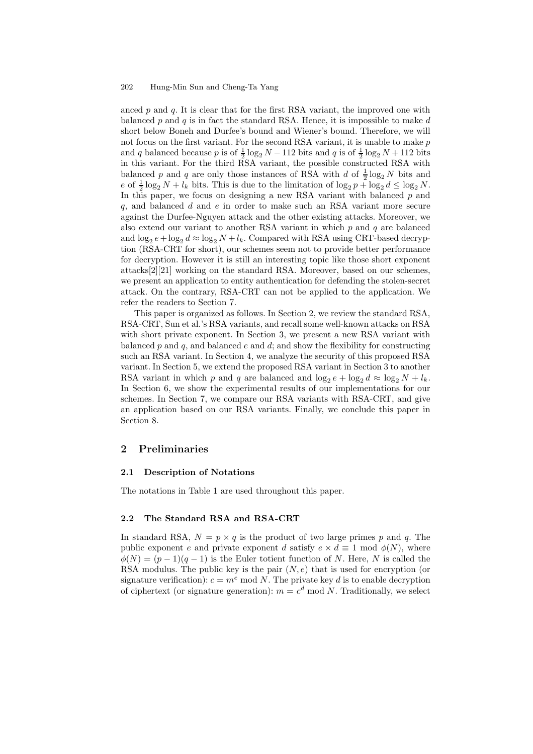anced $p$ and $q$. It is clear that for the first RSA variant, the improved one with balanced $p$ and $q$ is in fact the standard RSA. Hence, it is impossible to make $d$ short below Boneh and Durfee's bound and Wiener's bound. Therefore, we will not focus on the first variant. For the second RSA variant, it is unable to make $p$ and $q$ balanced because $p$ is of $\frac{1}{2}\log_2 N - 112$ bits and $q$ is of $\frac{1}{2}\log_2 N + 112$ bits in this variant. For the third RSA variant, the possible constructed RSA with balanced $p$ and $q$ are only those instances of RSA with $d$ of $\frac{1}{2}\log_2 N$ bits and $e$ of $\frac{1}{2}\log_2 N + l_k$ bits. This is due to the limitation of $\log_2 p + \log_2 d \leq \log_2 N$. In this paper, we focus on designing a new RSA variant with balanced $p$ and $q$, and balanced $d$ and $e$ in order to make such an RSA variant more secure against the Durfee-Nguyen attack and the other existing attacks. Moreover, we also extend our variant to another RSA variant in which $p$ and $q$ are balanced and $\log_2 e + \log_2 d \approx \log_2 N + l_k$. Compared with RSA using CRT-based decryption (RSA-CRT for short), our schemes seem not to provide better performance for decryption. However it is still an interesting topic like those short exponent attacks[2][21] working on the standard RSA. Moreover, based on our schemes, we present an application to entity authentication for defending the stolen-secret attack. On the contrary, RSA-CRT can not be applied to the application. We refer the readers to Section 7.

This paper is organized as follows. In Section 2, we review the standard RSA, RSA-CRT, Sun et al.'s RSA variants, and recall some well-known attacks on RSA with short private exponent. In Section 3, we present a new RSA variant with balanced $p$ and $q$, and balanced $e$ and $d$; and show the flexibility for constructing such an RSA variant. In Section 4, we analyze the security of this proposed RSA variant. In Section 5, we extend the proposed RSA variant in Section 3 to another RSA variant in which $p$ and $q$ are balanced and $\log_2 e + \log_2 d \approx \log_2 N + l_k$. In Section 6, we show the experimental results of our implementations for our schemes. In Section 7, we compare our RSA variants with RSA-CRT, and give an application based on our RSA variants. Finally, we conclude this paper in Section 8.

## 2 Preliminaries

### 2.1 Description of Notations

The notations in Table 1 are used throughout this paper.

### 2.2 The Standard RSA and RSA-CRT

In standard RSA, $N = p \times q$ is the product of two large primes $p$ and $q$. The public exponent $e$ and private exponent $d$ satisfy $e \times d \equiv 1 \bmod \phi(N)$, where $\phi(N) = (p-1)(q-1)$ is the Euler totient function of $N$. Here, $N$ is called the RSA modulus. The public key is the pair $(N, e)$ that is used for encryption (or signature verification): $c = m^e \bmod N$. The private key $d$ is to enable decryption of ciphertext (or signature generation): $m = c^d \bmod N$. Traditionally, we select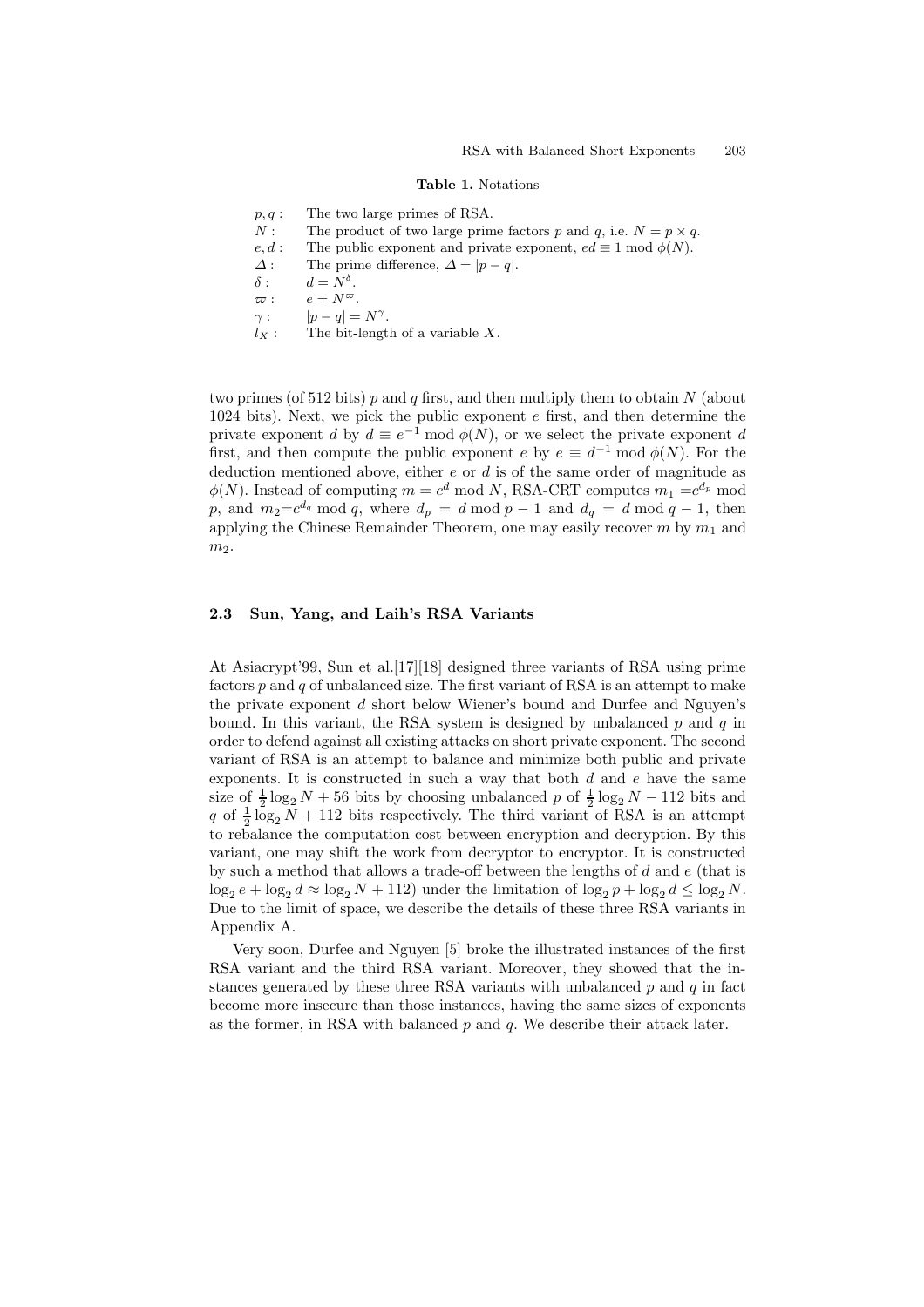**Table 1.** Notations

| | |
|---|---|
| $p, q$ : | The two large primes of RSA. |
| $N$ : | The product of two large prime factors $p$ and $q$, i.e. $N = p \times q$. |
| $e, d$ : | The public exponent and private exponent, $ed \equiv 1 \bmod \phi(N)$. |
| $\Delta$ : | The prime difference, $\Delta = \|p - q\|$. |
| $\delta$ : | $d = N^{\delta}$. |
| $\varpi$ : | $e = N^{\varpi}$. |
| $\gamma$ : | $\|p - q\| = N^{\gamma}$. |
| $l_X$ : | The bit-length of a variable $X$. |

two primes (of 512 bits) $p$ and $q$ first, and then multiply them to obtain $N$ (about 1024 bits). Next, we pick the public exponent $e$ first, and then determine the private exponent $d$ by $d \equiv e^{-1} \bmod \phi(N)$, or we select the private exponent $d$ first, and then compute the public exponent $e$ by $e \equiv d^{-1} \bmod \phi(N)$. For the deduction mentioned above, either $e$ or $d$ is of the same order of magnitude as $\phi(N)$. Instead of computing $m = c^d \bmod N$, RSA-CRT computes $m_1 = c^{d_p} \bmod p$, and $m_2 = c^{d_q} \bmod q$, where $d_p = d \bmod p - 1$ and $d_q = d \bmod q - 1$, then applying the Chinese Remainder Theorem, one may easily recover $m$ by $m_1$ and $m_2$.

### 2.3 Sun, Yang, and Laih's RSA Variants

At Asiacrypt'99, Sun et al.[17][18] designed three variants of RSA using prime factors $p$ and $q$ of unbalanced size. The first variant of RSA is an attempt to make the private exponent $d$ short below Wiener's bound and Durfee and Nguyen's bound. In this variant, the RSA system is designed by unbalanced $p$ and $q$ in order to defend against all existing attacks on short private exponent. The second variant of RSA is an attempt to balance and minimize both public and private exponents. It is constructed in such a way that both $d$ and $e$ have the same size of $\frac{1}{2}\log_2 N + 56$ bits by choosing unbalanced $p$ of $\frac{1}{2}\log_2 N - 112$ bits and $q$ of $\frac{1}{2}\log_2 N + 112$ bits respectively. The third variant of RSA is an attempt to rebalance the computation cost between encryption and decryption. By this variant, one may shift the work from decryptor to encryptor. It is constructed by such a method that allows a trade-off between the lengths of $d$ and $e$ (that is $\log_2 e + \log_2 d \approx \log_2 N + 112$) under the limitation of $\log_2 p + \log_2 d \leq \log_2 N$. Due to the limit of space, we describe the details of these three RSA variants in Appendix A.

Very soon, Durfee and Nguyen [5] broke the illustrated instances of the first RSA variant and the third RSA variant. Moreover, they showed that the instances generated by these three RSA variants with unbalanced $p$ and $q$ in fact become more insecure than those instances, having the same sizes of exponents as the former, in RSA with balanced $p$ and $q$. We describe their attack later.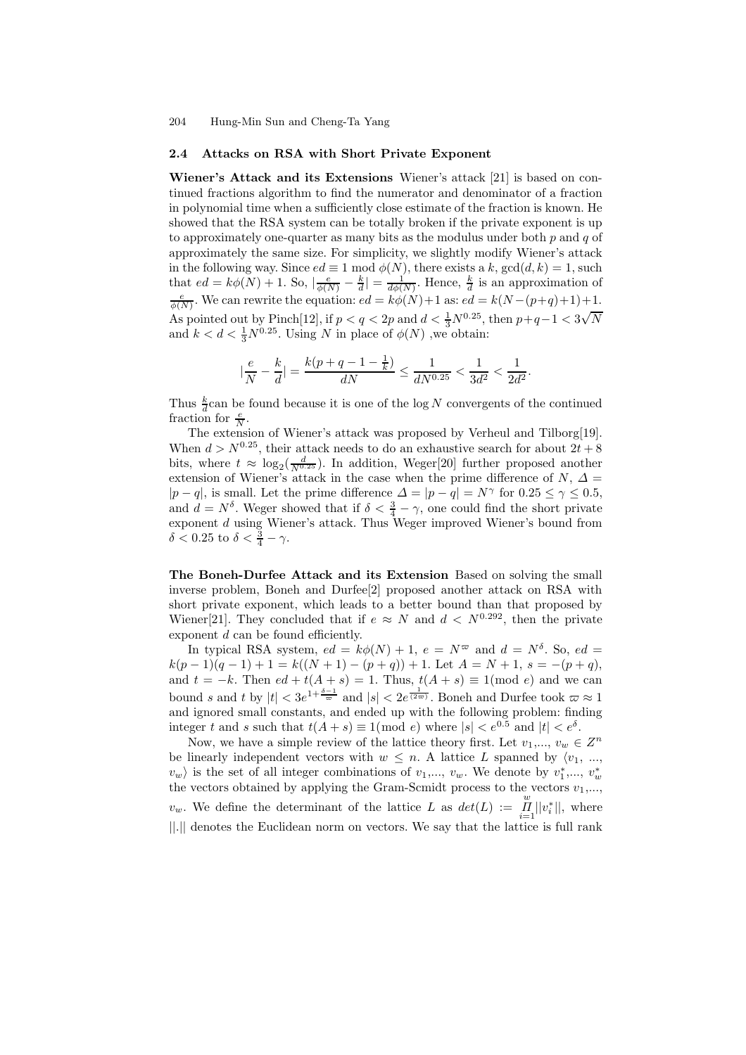### 2.4 Attacks on RSA with Short Private Exponent

**Wiener's Attack and its Extensions** Wiener's attack [21] is based on continued fractions algorithm to find the numerator and denominator of a fraction in polynomial time when a sufficiently close estimate of the fraction is known. He showed that the RSA system can be totally broken if the private exponent is up to approximately one-quarter as many bits as the modulus under both $p$ and $q$ of approximately the same size. For simplicity, we slightly modify Wiener's attack in the following way. Since $ed \equiv 1 \bmod \phi(N)$, there exists a $k$, $\gcd(d,k)=1$, such that $ed = k\phi(N)+1$. So, $|\frac{e}{\phi(N)} - \frac{k}{d}| = \frac{1}{d\phi(N)}$. Hence, $\frac{k}{d}$ is an approximation of $\frac{e}{\phi(N)}$. We can rewrite the equation: $ed = k\phi(N)+1$ as: $ed = k(N-(p+q)+1)+1$. As pointed out by Pinch[12], if $p < q < 2p$ and $d < \frac{1}{3}N^{0.25}$, then $p+q-1 < 3\sqrt{N}$ and $k < d < \frac{1}{3}N^{0.25}$. Using $N$ in place of $\phi(N)$ ,we obtain:

$$|\frac{e}{N} - \frac{k}{d}| = \frac{k(p+q-1-\frac{1}{k})}{dN} \leq \frac{1}{dN^{0.25}} < \frac{1}{3d^2} < \frac{1}{2d^2}.$$

Thus $\frac{k}{d}$can be found because it is one of the $\log N$ convergents of the continued fraction for $\frac{e}{N}$.

The extension of Wiener's attack was proposed by Verheul and Tilborg[19]. When $d > N^{0.25}$, their attack needs to do an exhaustive search for about $2t+8$ bits, where $t \approx \log_2(\frac{d}{N^{0.25}})$. In addition, Weger[20] further proposed another extension of Wiener's attack in the case when the prime difference of $N$, $\Delta = |p-q|$, is small. Let the prime difference $\Delta = |p-q| = N^{\gamma}$ for $0.25 \leq \gamma \leq 0.5$, and $d = N^{\delta}$. Weger showed that if $\delta < \frac{3}{4} - \gamma$, one could find the short private exponent $d$ using Wiener's attack. Thus Weger improved Wiener's bound from $\delta < 0.25$ to $\delta < \frac{3}{4} - \gamma$.

**The Boneh-Durfee Attack and its Extension** Based on solving the small inverse problem, Boneh and Durfee[2] proposed another attack on RSA with short private exponent, which leads to a better bound than that proposed by Wiener[21]. They concluded that if $e \approx N$ and $d < N^{0.292}$, then the private exponent $d$ can be found efficiently.

In typical RSA system, $ed = k\phi(N)+1$, $e = N^{\varpi}$ and $d = N^{\delta}$. So, $ed = k(p-1)(q-1)+1 = k((N+1)-(p+q))+1$. Let $A = N+1$, $s = -(p+q)$, and $t = -k$. Then $ed + t(A+s) = 1$. Thus, $t(A+s) \equiv 1 (\text{mod } e)$ and we can bound $s$ and $t$ by $|t| < 3e^{1+\frac{\delta-1}{\varpi}}$ and $|s| < 2e^{\frac{1}{(2\varpi)}}$. Boneh and Durfee took $\varpi \approx 1$ and ignored small constants, and ended up with the following problem: finding integer $t$ and $s$ such that $t(A+s) \equiv 1 (\text{mod } e)$ where $|s| < e^{0.5}$ and $|t| < e^{\delta}$.

Now, we have a simple review of the lattice theory first. Let $v_1,..., v_w \in Z^n$ be linearly independent vectors with $w \leq n$. A lattice $L$ spanned by $\langle v_1, ..., v_w \rangle$ is the set of all integer combinations of $v_1,..., v_w$. We denote by $v_1^*,..., v_w^*$ the vectors obtained by applying the Gram-Scmidt process to the vectors $v_1,..., v_w$. We define the determinant of the lattice $L$ as $det(L) := \prod_{i=1}^{w} ||v_i^*||$, where $||.||$ denotes the Euclidean norm on vectors. We say that the lattice is full rank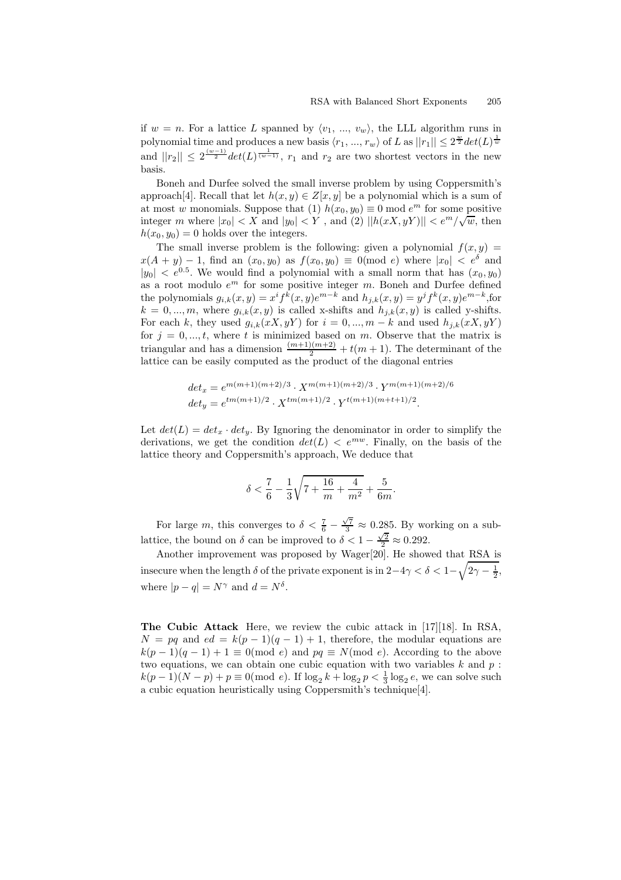if $w = n$. For a lattice $L$ spanned by $\langle v_1, ..., v_w \rangle$, the LLL algorithm runs in polynomial time and produces a new basis $\langle r_1, ..., r_w \rangle$ of $L$ as $||r_1|| \le 2^{\frac{w}{2}} det(L)^{\frac{1}{w}}$ and $||r_2|| \le 2^{\frac{(w-1)}{2}} det(L)^{\frac{1}{(w-1)}}$, $r_1$ and $r_2$ are two shortest vectors in the new basis.

Boneh and Durfee solved the small inverse problem by using Coppersmith's approach[4]. Recall that let $h(x, y) \in Z[x, y]$ be a polynomial which is a sum of at most $w$ monomials. Suppose that (1) $h(x_0, y_0) \equiv 0 \bmod e^m$ for some positive integer $m$ where $|x_0| < X$ and $|y_0| < Y$ , and (2) $||h(xX, yY)|| < e^m/\sqrt{w}$, then $h(x_0, y_0) = 0$ holds over the integers.

The small inverse problem is the following: given a polynomial $f(x, y) = x(A + y) - 1$, find an $(x_0, y_0)$ as $f(x_0, y_0) \equiv 0 (\bmod\ e)$ where $|x_0| < e^{\delta}$ and $|y_0| < e^{0.5}$. We would find a polynomial with a small norm that has $(x_0, y_0)$ as a root modulo $e^m$ for some positive integer $m$. Boneh and Durfee defined the polynomials $g_{i,k}(x, y) = x^i f^k(x, y) e^{m-k}$ and $h_{j,k}(x, y) = y^j f^k(x, y) e^{m-k}$,for $k = 0, ..., m$, where $g_{i,k}(x, y)$ is called x-shifts and $h_{j,k}(x, y)$ is called y-shifts. For each $k$, they used $g_{i,k}(xX, yY)$ for $i = 0, ..., m-k$ and used $h_{j,k}(xX, yY)$ for $j = 0, ..., t$, where $t$ is minimized based on $m$. Observe that the matrix is triangular and has a dimension $\frac{(m+1)(m+2)}{2} + t(m+1)$. The determinant of the lattice can be easily computed as the product of the diagonal entries

$$
\begin{aligned}
det_x &= e^{m(m+1)(m+2)/3} \cdot X^{m(m+1)(m+2)/3} \cdot Y^{m(m+1)(m+2)/6} \\
det_y &= e^{tm(m+1)/2} \cdot X^{tm(m+1)/2} \cdot Y^{t(m+1)(m+t+1)/2}.
\end{aligned}
$$

Let $det(L) = det_x \cdot det_y$. By Ignoring the denominator in order to simplify the derivations, we get the condition $det(L) < e^{mw}$. Finally, on the basis of the lattice theory and Coppersmith's approach, We deduce that

$$
\delta < \frac{7}{6} - \frac{1}{3}\sqrt{7 + \frac{16}{m} + \frac{4}{m^2}} + \frac{5}{6m}.
$$

For large $m$, this converges to $\delta < \frac{7}{6} - \frac{\sqrt{7}}{3} \approx 0.285$. By working on a sub-lattice, the bound on $\delta$ can be improved to $\delta < 1 - \frac{\sqrt{2}}{2} \approx 0.292$.

Another improvement was proposed by Wager[20]. He showed that RSA is insecure when the length $\delta$ of the private exponent is in $2 - 4\gamma < \delta < 1 - \sqrt{2\gamma - \frac{1}{2}}$, where $|p - q| = N^{\gamma}$ and $d = N^{\delta}$.

**The Cubic Attack** Here, we review the cubic attack in [17][18]. In RSA, $N = pq$ and $ed = k(p-1)(q-1) + 1$, therefore, the modular equations are $k(p-1)(q-1) + 1 \equiv 0 (\bmod\ e)$ and $pq \equiv N (\bmod\ e)$. According to the above two equations, we can obtain one cubic equation with two variables $k$ and $p$ : $k(p-1)(N-p) + p \equiv 0 (\bmod\ e)$. If $\log_2 k + \log_2 p < \frac{1}{3} \log_2 e$, we can solve such a cubic equation heuristically using Coppersmith's technique[4].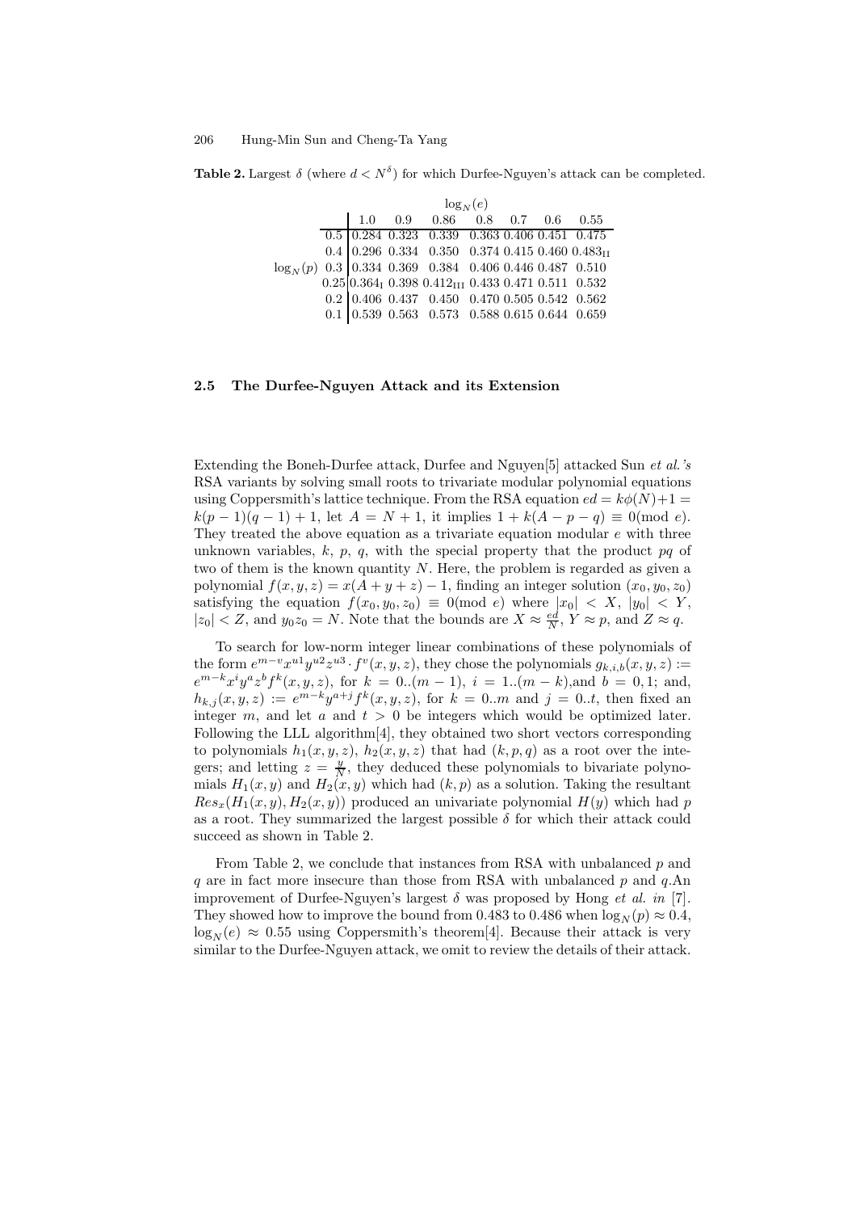**Table 2.** Largest $\delta$ (where $d < N^\delta$) for which Durfee-Nguyen's attack can be completed.

| | $\log_N(e)$ | | | | | | |
|---|---|---|---|---|---|---|---|
| $\log_N(p)$ | 1.0 | 0.9 | 0.86 | 0.8 | 0.7 | 0.6 | 0.55 |
| 0.5 | 0.284 | 0.323 | 0.339 | 0.363 | 0.406 | 0.451 | 0.475 |
| 0.4 | 0.296 | 0.334 | 0.350 | 0.374 | 0.415 | 0.460 | $0.483_{\mathrm{II}}$ |
| 0.3 | 0.334 | 0.369 | 0.384 | 0.406 | 0.446 | 0.487 | 0.510 |
| 0.25 | $0.364_{\mathrm{I}}$ | 0.398 | $0.412_{\mathrm{III}}$ | 0.433 | 0.471 | 0.511 | 0.532 |
| 0.2 | 0.406 | 0.437 | 0.450 | 0.470 | 0.505 | 0.542 | 0.562 |
| 0.1 | 0.539 | 0.563 | 0.573 | 0.588 | 0.615 | 0.644 | 0.659 |

### 2.5 The Durfee-Nguyen Attack and its Extension

Extending the Boneh-Durfee attack, Durfee and Nguyen[5] attacked Sun *et al.'s* RSA variants by solving small roots to trivariate modular polynomial equations using Coppersmith's lattice technique. From the RSA equation $ed = k\phi(N)+1 = k(p-1)(q-1)+1$, let $A = N+1$, it implies $1 + k(A - p - q) \equiv 0 (\bmod\ e)$. They treated the above equation as a trivariate equation modular $e$ with three unknown variables, $k$, $p$, $q$, with the special property that the product $pq$ of two of them is the known quantity $N$. Here, the problem is regarded as given a polynomial $f(x, y, z) = x(A + y + z) - 1$, finding an integer solution $(x_0, y_0, z_0)$ satisfying the equation $f(x_0, y_0, z_0) \equiv 0 (\bmod\ e)$ where $|x_0| < X$, $|y_0| < Y$, $|z_0| < Z$, and $y_0 z_0 = N$. Note that the bounds are $X \approx \frac{ed}{N}$, $Y \approx p$, and $Z \approx q$.

To search for low-norm integer linear combinations of these polynomials of the form $e^{m-v}x^{u1}y^{u2}z^{u3} \cdot f^v(x, y, z)$, they chose the polynomials $g_{k,i,b}(x, y, z) := e^{m-k}x^i y^a z^b f^k(x, y, z)$, for $k = 0..(m-1)$, $i = 1..(m-k)$,and $b = 0, 1$; and, $h_{k,j}(x, y, z) := e^{m-k}y^{a+j} f^k(x, y, z)$, for $k = 0..m$ and $j = 0..t$, then fixed an integer $m$, and let $a$ and $t > 0$ be integers which would be optimized later. Following the LLL algorithm[4], they obtained two short vectors corresponding to polynomials $h_1(x, y, z)$, $h_2(x, y, z)$ that had $(k, p, q)$ as a root over the integers; and letting $z = \frac{y}{N}$, they deduced these polynomials to bivariate polynomials $H_1(x, y)$ and $H_2(x, y)$ which had $(k, p)$ as a solution. Taking the resultant $Res_x(H_1(x, y), H_2(x, y))$ produced an univariate polynomial $H(y)$ which had $p$ as a root. They summarized the largest possible $\delta$ for which their attack could succeed as shown in Table 2.

From Table 2, we conclude that instances from RSA with unbalanced $p$ and $q$ are in fact more insecure than those from RSA with unbalanced $p$ and $q$.An improvement of Durfee-Nguyen's largest $\delta$ was proposed by Hong *et al. in* [7]. They showed how to improve the bound from 0.483 to 0.486 when $\log_N(p) \approx 0.4$, $\log_N(e) \approx 0.55$ using Coppersmith's theorem[4]. Because their attack is very similar to the Durfee-Nguyen attack, we omit to review the details of their attack.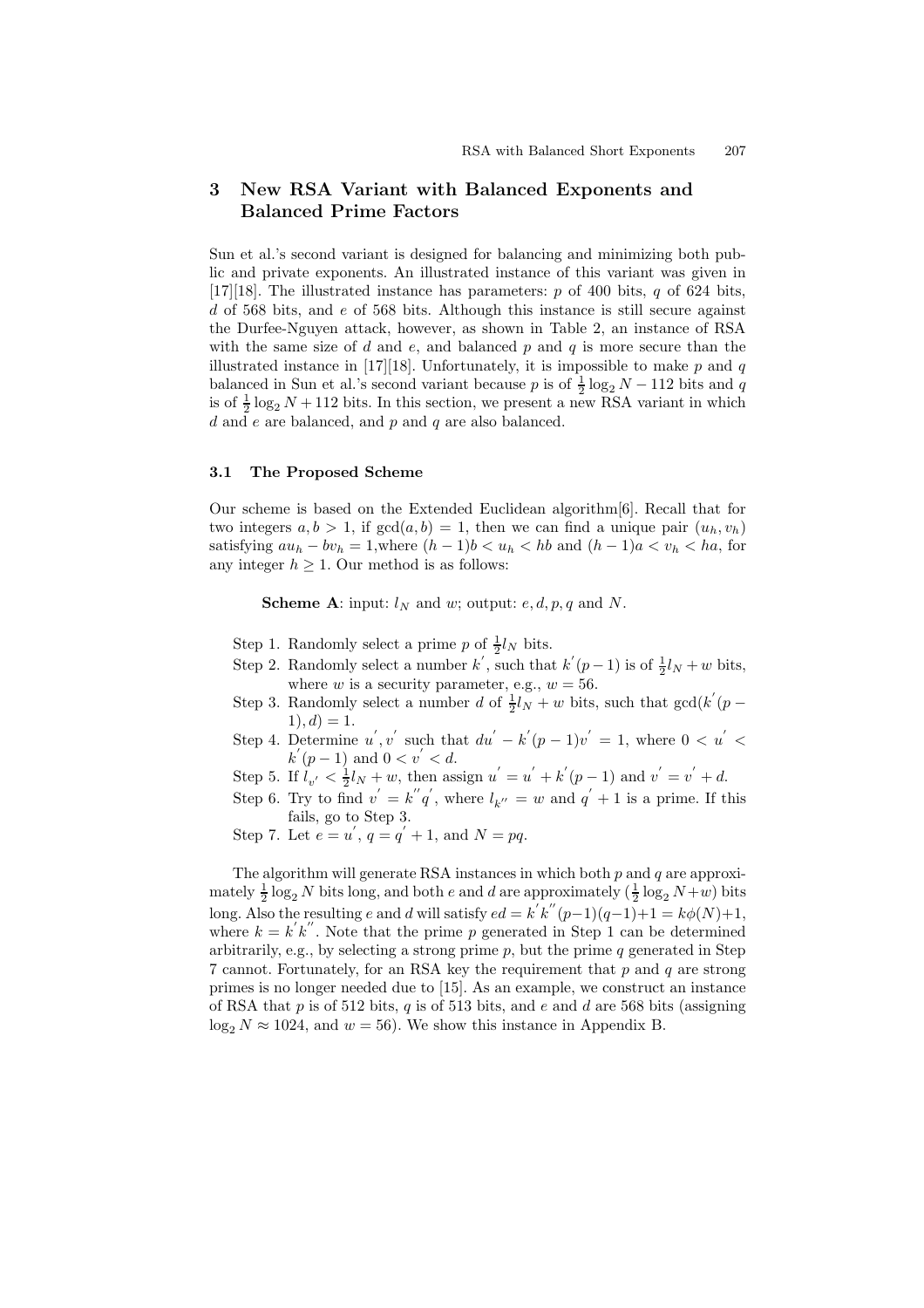## 3 New RSA Variant with Balanced Exponents and Balanced Prime Factors

Sun et al.'s second variant is designed for balancing and minimizing both public and private exponents. An illustrated instance of this variant was given in [17][18]. The illustrated instance has parameters: $p$ of 400 bits, $q$ of 624 bits, $d$ of 568 bits, and $e$ of 568 bits. Although this instance is still secure against the Durfee-Nguyen attack, however, as shown in Table 2, an instance of RSA with the same size of $d$ and $e$, and balanced $p$ and $q$ is more secure than the illustrated instance in [17][18]. Unfortunately, it is impossible to make $p$ and $q$ balanced in Sun et al.'s second variant because $p$ is of $\frac{1}{2}\log_2 N - 112$ bits and $q$ is of $\frac{1}{2}\log_2 N + 112$ bits. In this section, we present a new RSA variant in which $d$ and $e$ are balanced, and $p$ and $q$ are also balanced.

### 3.1 The Proposed Scheme

Our scheme is based on the Extended Euclidean algorithm[6]. Recall that for two integers $a, b > 1$, if $\gcd(a, b) = 1$, then we can find a unique pair $(u_h, v_h)$ satisfying $au_h - bv_h = 1$,where $(h-1)b < u_h < hb$ and $(h-1)a < v_h < ha$, for any integer $h \geq 1$. Our method is as follows:

**Scheme A**: input: $l_N$ and $w$; output: $e, d, p, q$ and $N$.

Step 1. Randomly select a prime $p$ of $\frac{1}{2}l_N$ bits.

Step 2. Randomly select a number $k'$, such that $k'(p-1)$ is of $\frac{1}{2}l_N + w$ bits, where $w$ is a security parameter, e.g., $w = 56$.

Step 3. Randomly select a number $d$ of $\frac{1}{2}l_N + w$ bits, such that $\gcd(k'(p-1), d) = 1$.

Step 4. Determine $u', v'$ such that $du' - k'(p-1)v' = 1$, where $0 < u' < k'(p-1)$ and $0 < v' < d$.

Step 5. If $l_{v'} < \frac{1}{2}l_N + w$, then assign $u' = u' + k'(p-1)$ and $v' = v' + d$.

Step 6. Try to find $v' = k''q'$, where $l_{k''} = w$ and $q' + 1$ is a prime. If this fails, go to Step 3.

Step 7. Let $e = u'$, $q = q' + 1$, and $N = pq$.

The algorithm will generate RSA instances in which both $p$ and $q$ are approximately $\frac{1}{2}\log_2 N$ bits long, and both $e$ and $d$ are approximately $(\frac{1}{2}\log_2 N + w)$ bits long. Also the resulting $e$ and $d$ will satisfy $ed = k'k''(p-1)(q-1)+1 = k\phi(N)+1$, where $k = k'k''$. Note that the prime $p$ generated in Step 1 can be determined arbitrarily, e.g., by selecting a strong prime $p$, but the prime $q$ generated in Step 7 cannot. Fortunately, for an RSA key the requirement that $p$ and $q$ are strong primes is no longer needed due to [15]. As an example, we construct an instance of RSA that $p$ is of 512 bits, $q$ is of 513 bits, and $e$ and $d$ are 568 bits (assigning $\log_2 N \approx 1024$, and $w = 56$). We show this instance in Appendix B.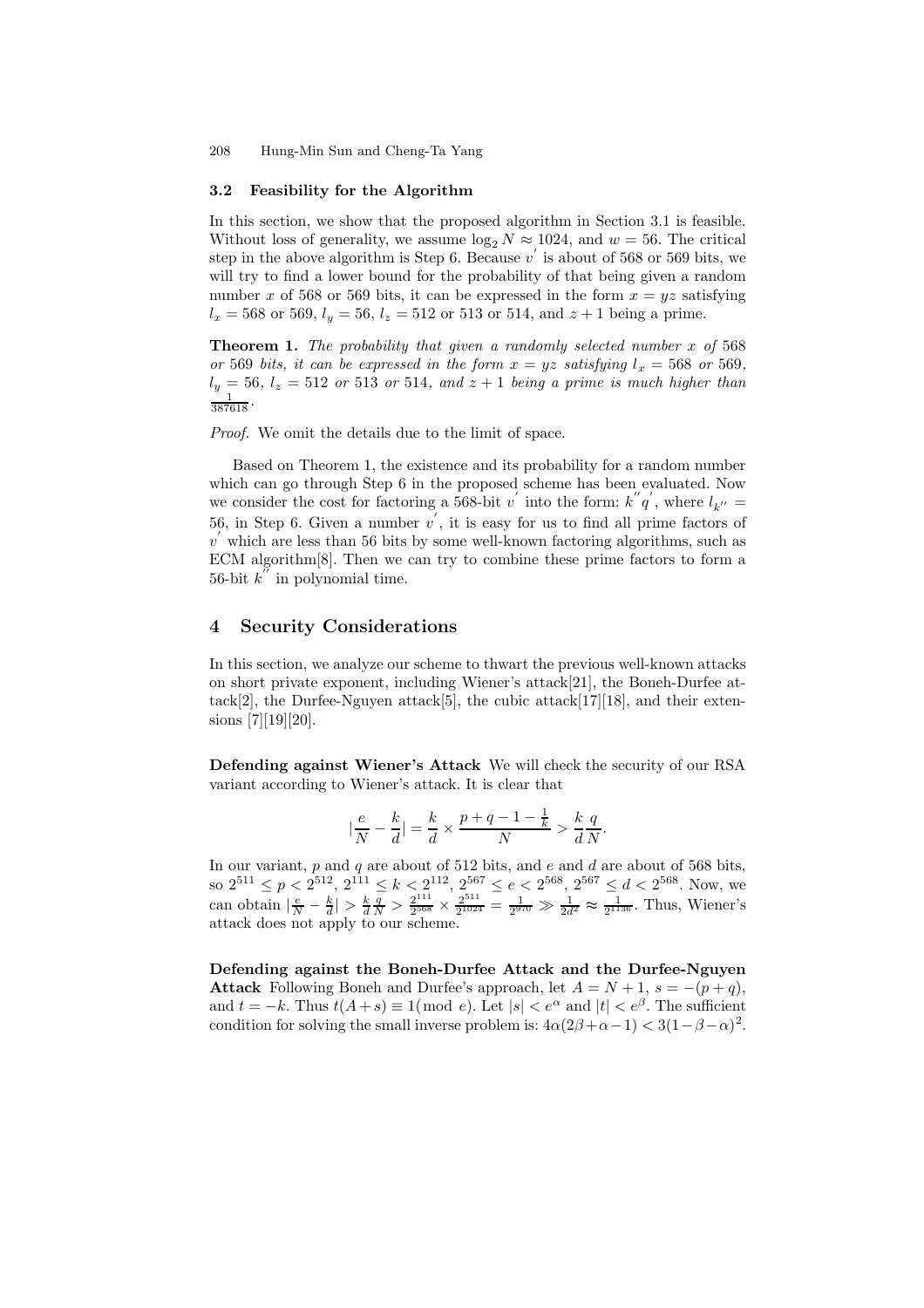### 3.2 Feasibility for the Algorithm

In this section, we show that the proposed algorithm in Section 3.1 is feasible. Without loss of generality, we assume $\log_2 N \approx 1024$, and $w = 56$. The critical step in the above algorithm is Step 6. Because $v^{'}$ is about of 568 or 569 bits, we will try to find a lower bound for the probability of that being given a random number $x$ of 568 or 569 bits, it can be expressed in the form $x = yz$ satisfying $l_x = 568$ or 569, $l_y = 56$, $l_z = 512$ or 513 or 514, and $z + 1$ being a prime.

**Theorem 1.** *The probability that given a randomly selected number $x$ of* 568 *or* 569 *bits, it can be expressed in the form $x = yz$ satisfying $l_x = 568$ or 569, $l_y = 56$, $l_z = 512$ or 513 or 514, and $z + 1$ being a prime is much higher than $\frac{1}{387618}$.*

*Proof.* We omit the details due to the limit of space.

Based on Theorem 1, the existence and its probability for a random number which can go through Step 6 in the proposed scheme has been evaluated. Now we consider the cost for factoring a 568-bit $v^{'}$ into the form: $k^{''}q^{'}$, where $l_{k^{''}} = 56$, in Step 6. Given a number $v^{'}$, it is easy for us to find all prime factors of $v^{'}$ which are less than 56 bits by some well-known factoring algorithms, such as ECM algorithm[8]. Then we can try to combine these prime factors to form a 56-bit $k^{''}$ in polynomial time.

## 4 Security Considerations

In this section, we analyze our scheme to thwart the previous well-known attacks on short private exponent, including Wiener's attack[21], the Boneh-Durfee attack[2], the Durfee-Nguyen attack[5], the cubic attack[17][18], and their extensions [7][19][20].

**Defending against Wiener's Attack** We will check the security of our RSA variant according to Wiener's attack. It is clear that

$$|\frac{e}{N} - \frac{k}{d}| = \frac{k}{d} \times \frac{p + q - 1 - \frac{1}{k}}{N} > \frac{k}{d}\frac{q}{N}.$$

In our variant, $p$ and $q$ are about of 512 bits, and $e$ and $d$ are about of 568 bits, so $2^{511} \leq p < 2^{512}$, $2^{111} \leq k < 2^{112}$, $2^{567} \leq e < 2^{568}$, $2^{567} \leq d < 2^{568}$. Now, we can obtain $|\frac{e}{N} - \frac{k}{d}| > \frac{k}{d}\frac{q}{N} > \frac{2^{111}}{2^{568}} \times \frac{2^{511}}{2^{1024}} = \frac{1}{2^{970}} \gg \frac{1}{2d^2} \approx \frac{1}{2^{1136}}$. Thus, Wiener's attack does not apply to our scheme.

**Defending against the Boneh-Durfee Attack and the Durfee-Nguyen Attack** Following Boneh and Durfee's approach, let $A = N + 1$, $s = -(p + q)$, and $t = -k$. Thus $t(A + s) \equiv 1(\bmod\ e)$. Let $|s| < e^{\alpha}$ and $|t| < e^{\beta}$. The sufficient condition for solving the small inverse problem is: $4\alpha(2\beta + \alpha - 1) < 3(1 - \beta - \alpha)^2$.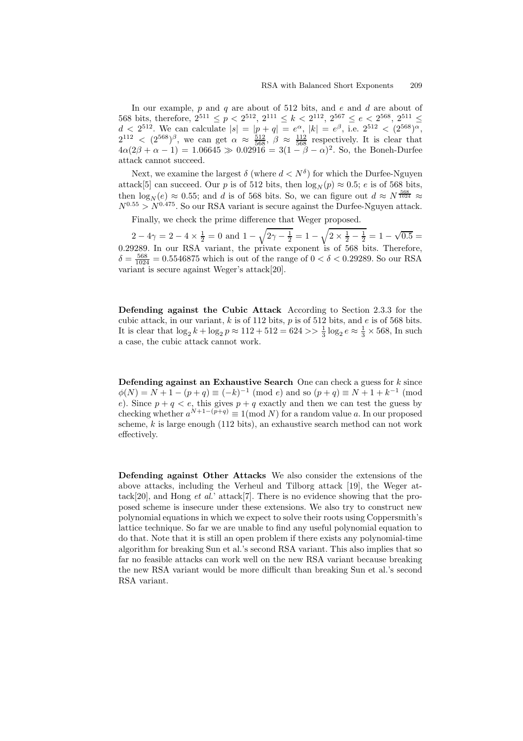In our example, $p$ and $q$ are about of 512 bits, and $e$ and $d$ are about of 568 bits, therefore, $2^{511} \leq p < 2^{512}$, $2^{111} \leq k < 2^{112}$, $2^{567} \leq e < 2^{568}$, $2^{511} \leq d < 2^{512}$. We can calculate $|s| = |p+q| = e^{\alpha}$, $|k| = e^{\beta}$, i.e. $2^{512} < (2^{568})^{\alpha}$, $2^{112} < (2^{568})^{\beta}$, we can get $\alpha \approx \frac{512}{568}$, $\beta \approx \frac{112}{568}$ respectively. It is clear that $4\alpha(2\beta + \alpha - 1) = 1.06645 \gg 0.02916 = 3(1 - \beta - \alpha)^2$. So, the Boneh-Durfee attack cannot succeed.

Next, we examine the largest $\delta$ (where $d < N^{\delta}$) for which the Durfee-Nguyen attack[5] can succeed. Our $p$ is of 512 bits, then $\log_N(p) \approx 0.5$; $e$ is of 568 bits, then $\log_N(e) \approx 0.55$; and $d$ is of 568 bits. So, we can figure out $d \approx N^{\frac{568}{1024}} \approx N^{0.55} > N^{0.475}$. So our RSA variant is secure against the Durfee-Nguyen attack.

Finally, we check the prime difference that Weger proposed.

$2 - 4\gamma = 2 - 4 \times \frac{1}{2} = 0$ and $1 - \sqrt{2\gamma - \frac{1}{2}} = 1 - \sqrt{2 \times \frac{1}{2} - \frac{1}{2}} = 1 - \sqrt{0.5} = 0.29289$. In our RSA variant, the private exponent is of 568 bits. Therefore, $\delta = \frac{568}{1024} = 0.5546875$ which is out of the range of $0 < \delta < 0.29289$. So our RSA variant is secure against Weger's attack[20].

**Defending against the Cubic Attack** According to Section 2.3.3 for the cubic attack, in our variant, $k$ is of 112 bits, $p$ is of 512 bits, and $e$ is of 568 bits. It is clear that $\log_2 k + \log_2 p \approx 112 + 512 = 624 >> \frac{1}{3}\log_2 e \approx \frac{1}{3} \times 568$, In such a case, the cubic attack cannot work.

**Defending against an Exhaustive Search** One can check a guess for $k$ since $\phi(N) = N + 1 - (p+q) \equiv (-k)^{-1} \pmod{e}$ and so $(p+q) \equiv N + 1 + k^{-1} \pmod{e}$. Since $p + q < e$, this gives $p + q$ exactly and then we can test the guess by checking whether $a^{N+1-(p+q)} \equiv 1 (\text{mod } N)$ for a random value $a$. In our proposed scheme, $k$ is large enough (112 bits), an exhaustive search method can not work effectively.

**Defending against Other Attacks** We also consider the extensions of the above attacks, including the Verheul and Tilborg attack [19], the Weger attack[20], and Hong *et al.*' attack[7]. There is no evidence showing that the proposed scheme is insecure under these extensions. We also try to construct new polynomial equations in which we expect to solve their roots using Coppersmith's lattice technique. So far we are unable to find any useful polynomial equation to do that. Note that it is still an open problem if there exists any polynomial-time algorithm for breaking Sun et al.'s second RSA variant. This also implies that so far no feasible attacks can work well on the new RSA variant because breaking the new RSA variant would be more difficult than breaking Sun et al.'s second RSA variant.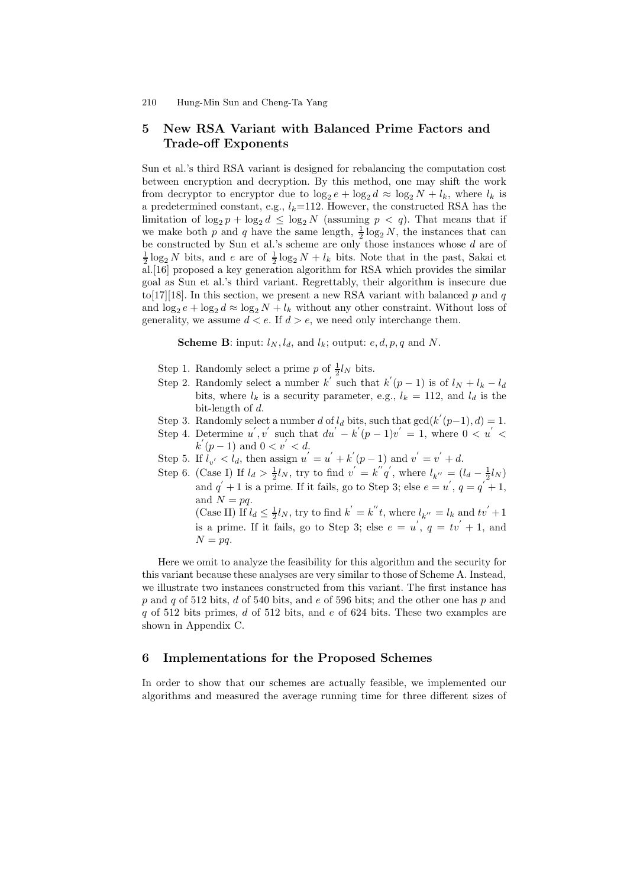## 5 New RSA Variant with Balanced Prime Factors and Trade-off Exponents

Sun et al.'s third RSA variant is designed for rebalancing the computation cost between encryption and decryption. By this method, one may shift the work from decryptor to encryptor due to $\log_2 e + \log_2 d \approx \log_2 N + l_k$, where $l_k$ is a predetermined constant, e.g., $l_k$=112. However, the constructed RSA has the limitation of $\log_2 p + \log_2 d \leq \log_2 N$ (assuming $p < q$). That means that if we make both $p$ and $q$ have the same length, $\frac{1}{2}\log_2 N$, the instances that can be constructed by Sun et al.'s scheme are only those instances whose $d$ are of $\frac{1}{2}\log_2 N$ bits, and $e$ are of $\frac{1}{2}\log_2 N + l_k$ bits. Note that in the past, Sakai et al.[16] proposed a key generation algorithm for RSA which provides the similar goal as Sun et al.'s third variant. Regrettably, their algorithm is insecure due to[17][18]. In this section, we present a new RSA variant with balanced $p$ and $q$ and $\log_2 e + \log_2 d \approx \log_2 N + l_k$ without any other constraint. Without loss of generality, we assume $d < e$. If $d > e$, we need only interchange them.

**Scheme B**: input: $l_N, l_d$, and $l_k$; output: $e, d, p, q$ and $N$.

- Step 1. Randomly select a prime $p$ of $\frac{1}{2}l_N$ bits.
- Step 2. Randomly select a number $k'$ such that $k'(p-1)$ is of $l_N + l_k - l_d$ bits, where $l_k$ is a security parameter, e.g., $l_k = 112$, and $l_d$ is the bit-length of $d$.
- Step 3. Randomly select a number $d$ of $l_d$ bits, such that $\gcd(k'(p-1), d) = 1$.
- Step 4. Determine $u', v'$ such that $du' - k'(p-1)v' = 1$, where $0 < u' < k'(p-1)$ and $0 < v' < d$.
- Step 5. If $l_{v'} < l_d$, then assign $u' = u' + k'(p-1)$ and $v' = v' + d$.
- Step 6. (Case I) If $l_d > \frac{1}{2}l_N$, try to find $v' = k''q'$, where $l_{k''} = (l_d - \frac{1}{2}l_N)$ and $q' + 1$ is a prime. If it fails, go to Step 3; else $e = u'$, $q = q' + 1$, and $N = pq$.
  (Case II) If $l_d \leq \frac{1}{2}l_N$, try to find $k' = k''t$, where $l_{k''} = l_k$ and $tv' + 1$ is a prime. If it fails, go to Step 3; else $e = u'$, $q = tv' + 1$, and $N = pq$.

Here we omit to analyze the feasibility for this algorithm and the security for this variant because these analyses are very similar to those of Scheme A. Instead, we illustrate two instances constructed from this variant. The first instance has $p$ and $q$ of 512 bits, $d$ of 540 bits, and $e$ of 596 bits; and the other one has $p$ and $q$ of 512 bits primes, $d$ of 512 bits, and $e$ of 624 bits. These two examples are shown in Appendix C.

## 6 Implementations for the Proposed Schemes

In order to show that our schemes are actually feasible, we implemented our algorithms and measured the average running time for three different sizes of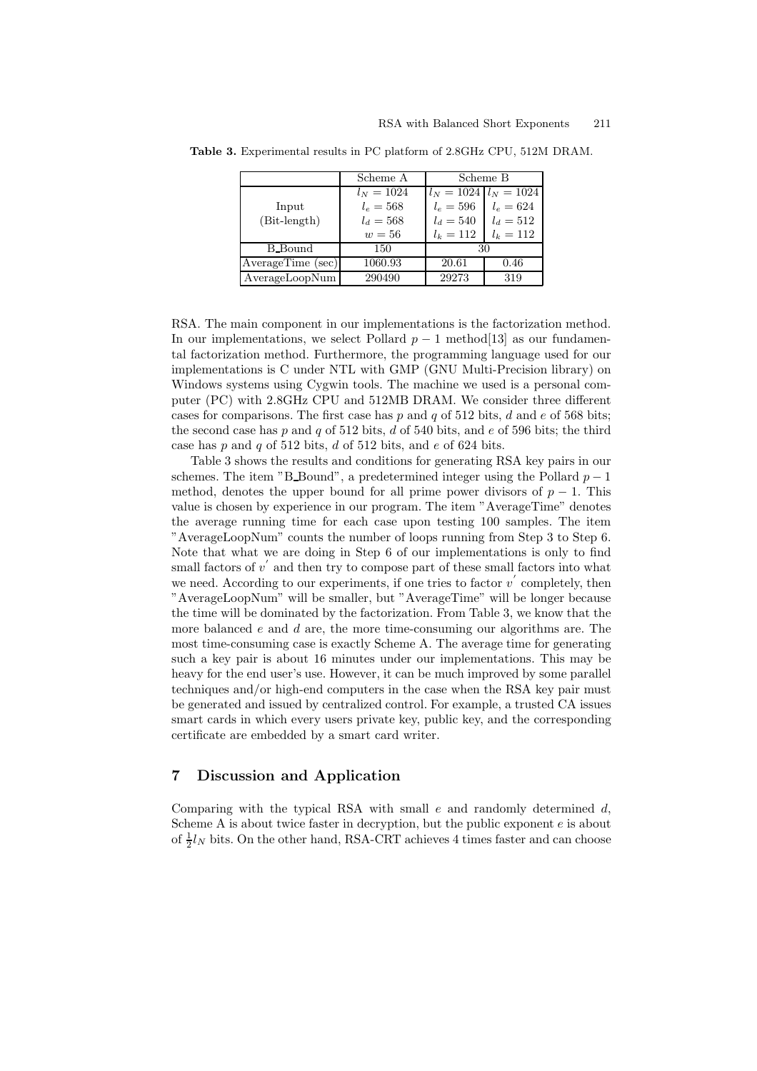**Table 3.** Experimental results in PC platform of 2.8GHz CPU, 512M DRAM.

| | Scheme A | Scheme B | |
|---|---|---|---|
| Input (Bit-length) | $l_N = 1024$ <br> $l_e = 568$ <br> $l_d = 568$ <br> $w = 56$ | $l_N = 1024$ <br> $l_e = 596$ <br> $l_d = 540$ <br> $l_k = 112$ | $l_N = 1024$ <br> $l_e = 624$ <br> $l_d = 512$ <br> $l_k = 112$ |
| B_Bound | 150 | 30 | |
| AverageTime (sec) | 1060.93 | 20.61 | 0.46 |
| AverageLoopNum | 290490 | 29273 | 319 |

RSA. The main component in our implementations is the factorization method. In our implementations, we select Pollard $p-1$ method[13] as our fundamental factorization method. Furthermore, the programming language used for our implementations is C under NTL with GMP (GNU Multi-Precision library) on Windows systems using Cygwin tools. The machine we used is a personal computer (PC) with 2.8GHz CPU and 512MB DRAM. We consider three different cases for comparisons. The first case has $p$ and $q$ of 512 bits, $d$ and $e$ of 568 bits; the second case has $p$ and $q$ of 512 bits, $d$ of 540 bits, and $e$ of 596 bits; the third case has $p$ and $q$ of 512 bits, $d$ of 512 bits, and $e$ of 624 bits.

Table 3 shows the results and conditions for generating RSA key pairs in our schemes. The item "B_Bound", a predetermined integer using the Pollard $p-1$ method, denotes the upper bound for all prime power divisors of $p-1$. This value is chosen by experience in our program. The item "AverageTime" denotes the average running time for each case upon testing 100 samples. The item "AverageLoopNum" counts the number of loops running from Step 3 to Step 6. Note that what we are doing in Step 6 of our implementations is only to find small factors of $v'$ and then try to compose part of these small factors into what we need. According to our experiments, if one tries to factor $v'$ completely, then "AverageLoopNum" will be smaller, but "AverageTime" will be longer because the time will be dominated by the factorization. From Table 3, we know that the more balanced $e$ and $d$ are, the more time-consuming our algorithms are. The most time-consuming case is exactly Scheme A. The average time for generating such a key pair is about 16 minutes under our implementations. This may be heavy for the end user's use. However, it can be much improved by some parallel techniques and/or high-end computers in the case when the RSA key pair must be generated and issued by centralized control. For example, a trusted CA issues smart cards in which every users private key, public key, and the corresponding certificate are embedded by a smart card writer.

## 7 Discussion and Application

Comparing with the typical RSA with small $e$ and randomly determined $d$, Scheme A is about twice faster in decryption, but the public exponent $e$ is about of $\frac{1}{2}l_N$ bits. On the other hand, RSA-CRT achieves 4 times faster and can choose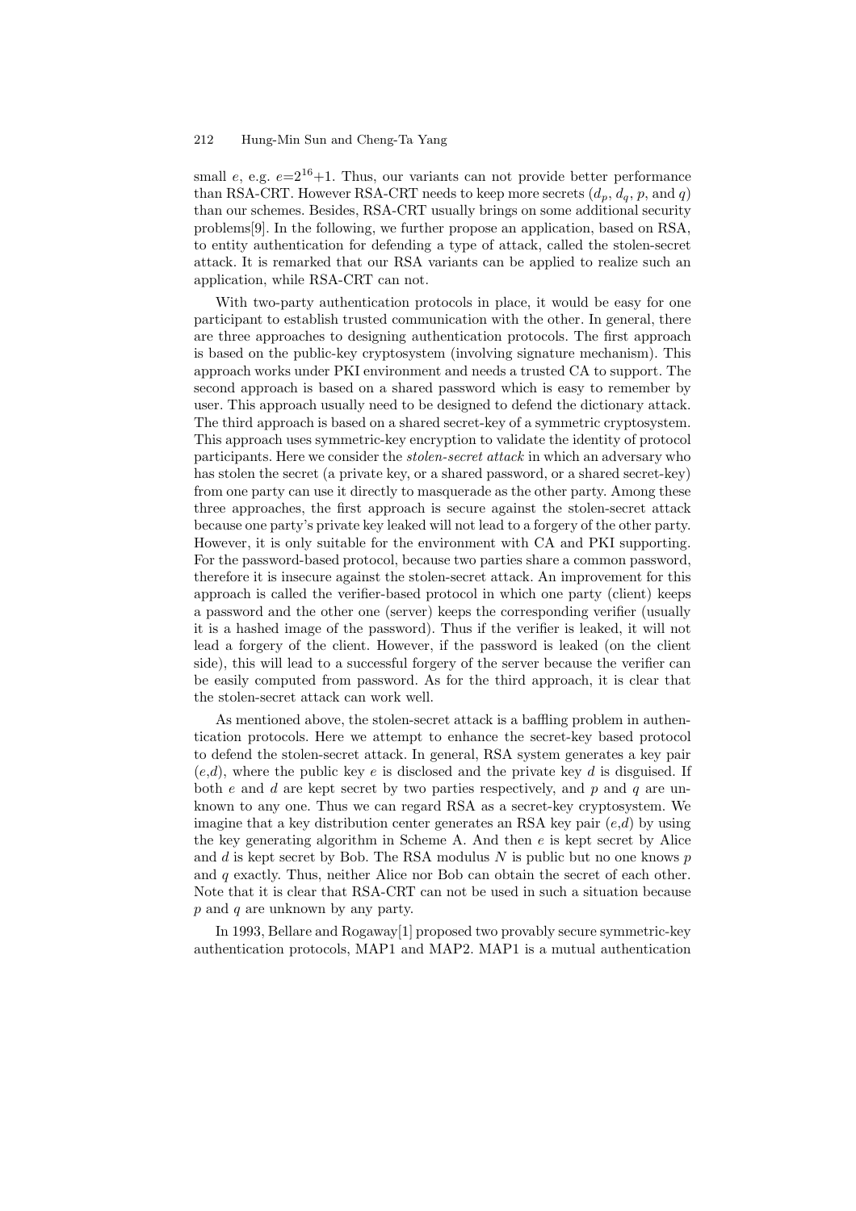small $e$, e.g. $e=2^{16}+1$. Thus, our variants can not provide better performance than RSA-CRT. However RSA-CRT needs to keep more secrets ($d_p$, $d_q$, $p$, and $q$) than our schemes. Besides, RSA-CRT usually brings on some additional security problems[9]. In the following, we further propose an application, based on RSA, to entity authentication for defending a type of attack, called the stolen-secret attack. It is remarked that our RSA variants can be applied to realize such an application, while RSA-CRT can not.

With two-party authentication protocols in place, it would be easy for one participant to establish trusted communication with the other. In general, there are three approaches to designing authentication protocols. The first approach is based on the public-key cryptosystem (involving signature mechanism). This approach works under PKI environment and needs a trusted CA to support. The second approach is based on a shared password which is easy to remember by user. This approach usually need to be designed to defend the dictionary attack. The third approach is based on a shared secret-key of a symmetric cryptosystem. This approach uses symmetric-key encryption to validate the identity of protocol participants. Here we consider the *stolen-secret attack* in which an adversary who has stolen the secret (a private key, or a shared password, or a shared secret-key) from one party can use it directly to masquerade as the other party. Among these three approaches, the first approach is secure against the stolen-secret attack because one party's private key leaked will not lead to a forgery of the other party. However, it is only suitable for the environment with CA and PKI supporting. For the password-based protocol, because two parties share a common password, therefore it is insecure against the stolen-secret attack. An improvement for this approach is called the verifier-based protocol in which one party (client) keeps a password and the other one (server) keeps the corresponding verifier (usually it is a hashed image of the password). Thus if the verifier is leaked, it will not lead a forgery of the client. However, if the password is leaked (on the client side), this will lead to a successful forgery of the server because the verifier can be easily computed from password. As for the third approach, it is clear that the stolen-secret attack can work well.

As mentioned above, the stolen-secret attack is a baffling problem in authentication protocols. Here we attempt to enhance the secret-key based protocol to defend the stolen-secret attack. In general, RSA system generates a key pair $(e,d)$, where the public key $e$ is disclosed and the private key $d$ is disguised. If both $e$ and $d$ are kept secret by two parties respectively, and $p$ and $q$ are unknown to any one. Thus we can regard RSA as a secret-key cryptosystem. We imagine that a key distribution center generates an RSA key pair $(e,d)$ by using the key generating algorithm in Scheme A. And then $e$ is kept secret by Alice and $d$ is kept secret by Bob. The RSA modulus $N$ is public but no one knows $p$ and $q$ exactly. Thus, neither Alice nor Bob can obtain the secret of each other. Note that it is clear that RSA-CRT can not be used in such a situation because $p$ and $q$ are unknown by any party.

In 1993, Bellare and Rogaway[1] proposed two provably secure symmetric-key authentication protocols, MAP1 and MAP2. MAP1 is a mutual authentication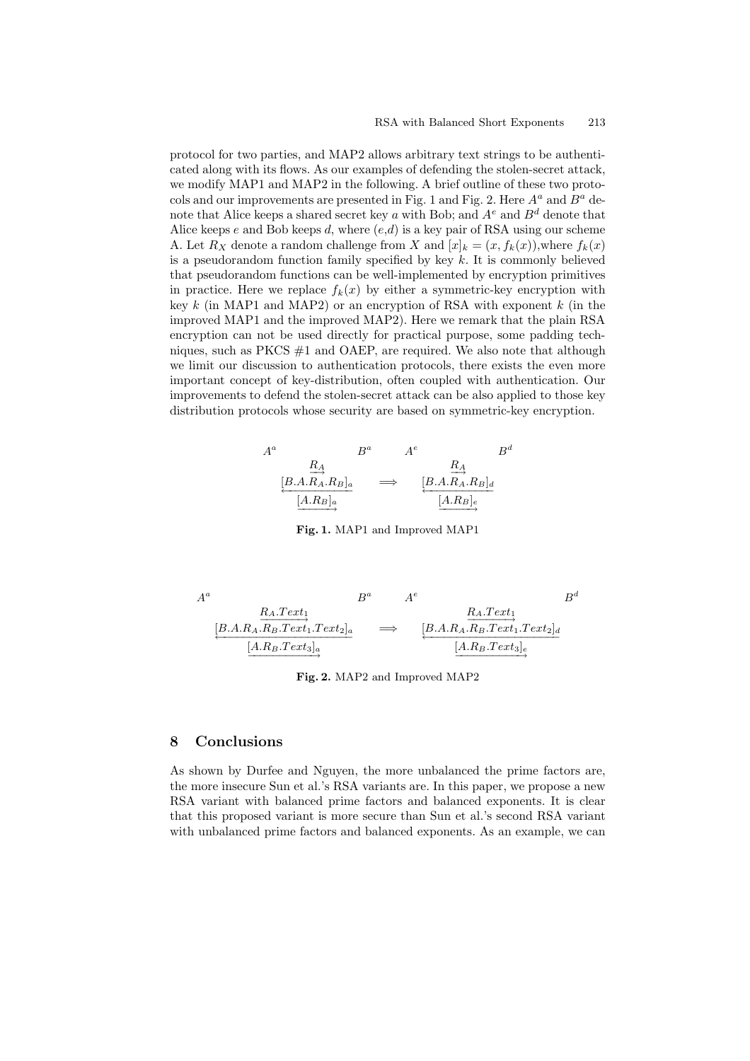protocol for two parties, and MAP2 allows arbitrary text strings to be authenticated along with its flows. As our examples of defending the stolen-secret attack, we modify MAP1 and MAP2 in the following. A brief outline of these two protocols and our improvements are presented in Fig. 1 and Fig. 2. Here $A^a$ and $B^a$ denote that Alice keeps a shared secret key $a$ with Bob; and $A^e$ and $B^d$ denote that Alice keeps $e$ and Bob keeps $d$, where $(e,d)$ is a key pair of RSA using our scheme A. Let $R_X$ denote a random challenge from $X$ and $[x]_k = (x, f_k(x))$,where $f_k(x)$ is a pseudorandom function family specified by key $k$. It is commonly believed that pseudorandom functions can be well-implemented by encryption primitives in practice. Here we replace $f_k(x)$ by either a symmetric-key encryption with key $k$ (in MAP1 and MAP2) or an encryption of RSA with exponent $k$ (in the improved MAP1 and the improved MAP2). Here we remark that the plain RSA encryption can not be used directly for practical purpose, some padding techniques, such as PKCS #1 and OAEP, are required. We also note that although we limit our discussion to authentication protocols, there exists the even more important concept of key-distribution, often coupled with authentication. Our improvements to defend the stolen-secret attack can be also applied to those key distribution protocols whose security are based on symmetric-key encryption.

$$
\begin{array}{ccc}
A^a \qquad\qquad\qquad B^a & & A^e \qquad\qquad\qquad B^d \\
\xrightarrow{R_A} & & \xrightarrow{R_A} \\
\xleftarrow{[B.A.R_A.R_B]_a} & \Longrightarrow & \xleftarrow{[B.A.R_A.R_B]_d} \\
\xrightarrow{[A.R_B]_a} & & \xrightarrow{[A.R_B]_e}
\end{array}
$$

**Fig. 1.** MAP1 and Improved MAP1

$$
\begin{array}{ccc}
A^a \qquad\qquad\qquad B^a & & A^e \qquad\qquad\qquad B^d \\
\xrightarrow{R_A.Text_1} & & \xrightarrow{R_A.Text_1} \\
\xleftarrow{[B.A.R_A.R_B.Text_1.Text_2]_a} & \Longrightarrow & \xleftarrow{[B.A.R_A.R_B.Text_1.Text_2]_d} \\
\xrightarrow{[A.R_B.Text_3]_a} & & \xrightarrow{[A.R_B.Text_3]_e}
\end{array}
$$

**Fig. 2.** MAP2 and Improved MAP2

## 8 Conclusions

As shown by Durfee and Nguyen, the more unbalanced the prime factors are, the more insecure Sun et al.'s RSA variants are. In this paper, we propose a new RSA variant with balanced prime factors and balanced exponents. It is clear that this proposed variant is more secure than Sun et al.'s second RSA variant with unbalanced prime factors and balanced exponents. As an example, we can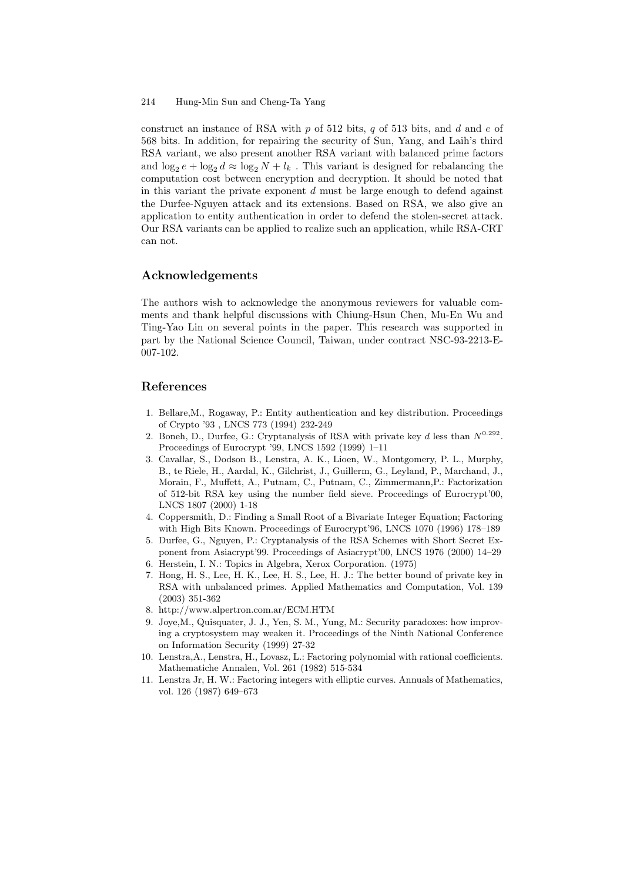construct an instance of RSA with $p$ of 512 bits, $q$ of 513 bits, and $d$ and $e$ of 568 bits. In addition, for repairing the security of Sun, Yang, and Laih's third RSA variant, we also present another RSA variant with balanced prime factors and $\log_2 e + \log_2 d \approx \log_2 N + l_k$ . This variant is designed for rebalancing the computation cost between encryption and decryption. It should be noted that in this variant the private exponent $d$ must be large enough to defend against the Durfee-Nguyen attack and its extensions. Based on RSA, we also give an application to entity authentication in order to defend the stolen-secret attack. Our RSA variants can be applied to realize such an application, while RSA-CRT can not.

## Acknowledgements

The authors wish to acknowledge the anonymous reviewers for valuable comments and thank helpful discussions with Chiung-Hsun Chen, Mu-En Wu and Ting-Yao Lin on several points in the paper. This research was supported in part by the National Science Council, Taiwan, under contract NSC-93-2213-E-007-102.

## References

1. Bellare,M., Rogaway, P.: Entity authentication and key distribution. Proceedings of Crypto '93 , LNCS 773 (1994) 232-249
2. Boneh, D., Durfee, G.: Cryptanalysis of RSA with private key $d$ less than $N^{0.292}$. Proceedings of Eurocrypt '99, LNCS 1592 (1999) 1–11
3. Cavallar, S., Dodson B., Lenstra, A. K., Lioen, W., Montgomery, P. L., Murphy, B., te Riele, H., Aardal, K., Gilchrist, J., Guillerm, G., Leyland, P., Marchand, J., Morain, F., Muffett, A., Putnam, C., Putnam, C., Zimmermann,P.: Factorization of 512-bit RSA key using the number field sieve. Proceedings of Eurocrypt'00, LNCS 1807 (2000) 1-18
4. Coppersmith, D.: Finding a Small Root of a Bivariate Integer Equation; Factoring with High Bits Known. Proceedings of Eurocrypt'96, LNCS 1070 (1996) 178–189
5. Durfee, G., Nguyen, P.: Cryptanalysis of the RSA Schemes with Short Secret Exponent from Asiacrypt'99. Proceedings of Asiacrypt'00, LNCS 1976 (2000) 14–29
6. Herstein, I. N.: Topics in Algebra, Xerox Corporation. (1975)
7. Hong, H. S., Lee, H. K., Lee, H. S., Lee, H. J.: The better bound of private key in RSA with unbalanced primes. Applied Mathematics and Computation, Vol. 139 (2003) 351-362
8. http://www.alpertron.com.ar/ECM.HTM
9. Joye,M., Quisquater, J. J., Yen, S. M., Yung, M.: Security paradoxes: how improving a cryptosystem may weaken it. Proceedings of the Ninth National Conference on Information Security (1999) 27-32
10. Lenstra,A., Lenstra, H., Lovasz, L.: Factoring polynomial with rational coefficients. Mathematiche Annalen, Vol. 261 (1982) 515-534
11. Lenstra Jr, H. W.: Factoring integers with elliptic curves. Annuals of Mathematics, vol. 126 (1987) 649–673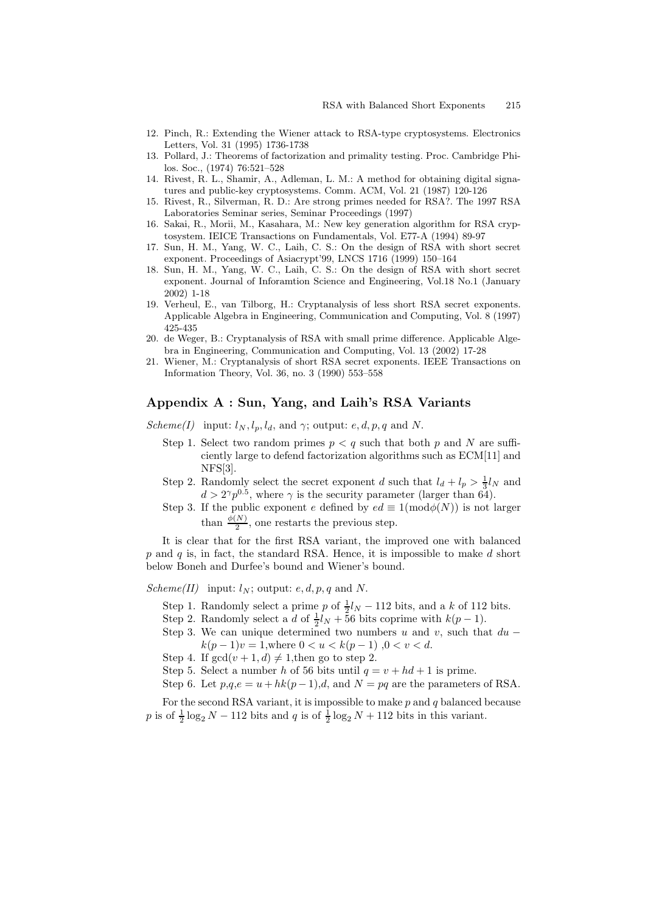12. Pinch, R.: Extending the Wiener attack to RSA-type cryptosystems. Electronics Letters, Vol. 31 (1995) 1736-1738
13. Pollard, J.: Theorems of factorization and primality testing. Proc. Cambridge Philos. Soc., (1974) 76:521–528
14. Rivest, R. L., Shamir, A., Adleman, L. M.: A method for obtaining digital signatures and public-key cryptosystems. Comm. ACM, Vol. 21 (1987) 120-126
15. Rivest, R., Silverman, R. D.: Are strong primes needed for RSA?. The 1997 RSA Laboratories Seminar series, Seminar Proceedings (1997)
16. Sakai, R., Morii, M., Kasahara, M.: New key generation algorithm for RSA cryptosystem. IEICE Transactions on Fundamentals, Vol. E77-A (1994) 89-97
17. Sun, H. M., Yang, W. C., Laih, C. S.: On the design of RSA with short secret exponent. Proceedings of Asiacrypt'99, LNCS 1716 (1999) 150–164
18. Sun, H. M., Yang, W. C., Laih, C. S.: On the design of RSA with short secret exponent. Journal of Inforamtion Science and Engineering, Vol.18 No.1 (January 2002) 1-18
19. Verheul, E., van Tilborg, H.: Cryptanalysis of less short RSA secret exponents. Applicable Algebra in Engineering, Communication and Computing, Vol. 8 (1997) 425-435
20. de Weger, B.: Cryptanalysis of RSA with small prime difference. Applicable Algebra in Engineering, Communication and Computing, Vol. 13 (2002) 17-28
21. Wiener, M.: Cryptanalysis of short RSA secret exponents. IEEE Transactions on Information Theory, Vol. 36, no. 3 (1990) 553–558

## Appendix A : Sun, Yang, and Laih's RSA Variants

*Scheme(I)* input: $l_N, l_p, l_d$, and $\gamma$; output: $e, d, p, q$ and $N$.

- Step 1. Select two random primes $p < q$ such that both $p$ and $N$ are sufficiently large to defend factorization algorithms such as ECM[11] and NFS[3].
- Step 2. Randomly select the secret exponent $d$ such that $l_d + l_p > \frac{1}{3}l_N$ and $d > 2^{\gamma}p^{0.5}$, where $\gamma$ is the security parameter (larger than 64).
- Step 3. If the public exponent $e$ defined by $ed \equiv 1(\bmod \phi(N))$ is not larger than $\frac{\phi(N)}{2}$, one restarts the previous step.

It is clear that for the first RSA variant, the improved one with balanced $p$ and $q$ is, in fact, the standard RSA. Hence, it is impossible to make $d$ short below Boneh and Durfee's bound and Wiener's bound.

*Scheme(II)* input: $l_N$; output: $e, d, p, q$ and $N$.

- Step 1. Randomly select a prime $p$ of $\frac{1}{2}l_N - 112$ bits, and a $k$ of 112 bits.
- Step 2. Randomly select a $d$ of $\frac{1}{2}l_N + 56$ bits coprime with $k(p-1)$.
- Step 3. We can unique determined two numbers $u$ and $v$, such that $du - k(p-1)v = 1$,where $0 < u < k(p-1)$ ,$0 < v < d$.
- Step 4. If $\gcd(v+1, d) \neq 1$,then go to step 2.
- Step 5. Select a number $h$ of 56 bits until $q = v + hd + 1$ is prime.
- Step 6. Let $p$,$q$,$e = u + hk(p-1)$,$d$, and $N = pq$ are the parameters of RSA.

For the second RSA variant, it is impossible to make $p$ and $q$ balanced because $p$ is of $\frac{1}{2}\log_2 N - 112$ bits and $q$ is of $\frac{1}{2}\log_2 N + 112$ bits in this variant.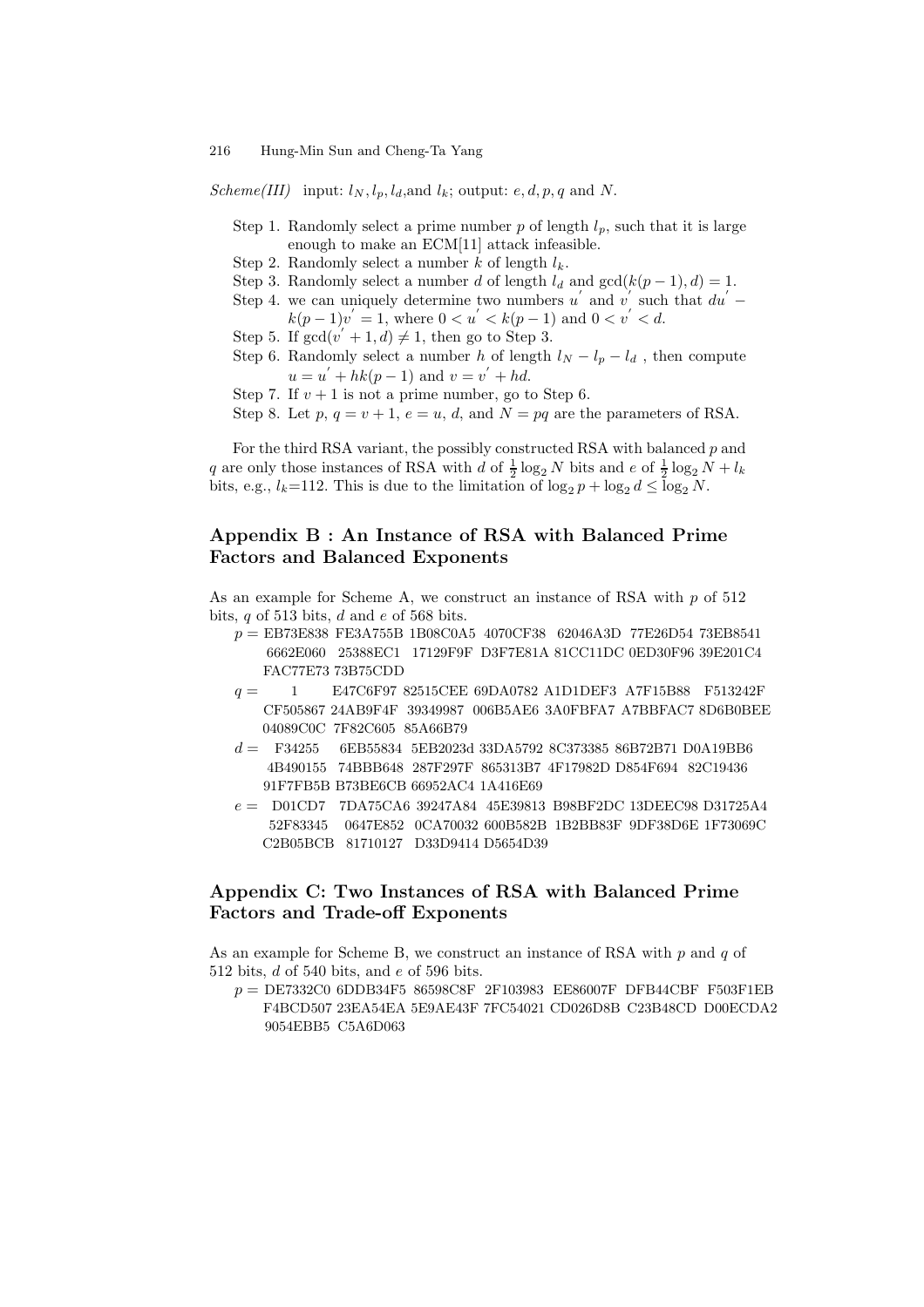*Scheme(III)* input: $l_N, l_p, l_d$,and $l_k$; output: $e, d, p, q$ and $N$.

Step 1. Randomly select a prime number $p$ of length $l_p$, such that it is large enough to make an ECM[11] attack infeasible.

Step 2. Randomly select a number $k$ of length $l_k$.

Step 3. Randomly select a number $d$ of length $l_d$ and $\gcd(k(p-1), d) = 1$.

Step 4. we can uniquely determine two numbers $u'$ and $v'$ such that $du' - k(p-1)v' = 1$, where $0 < u' < k(p-1)$ and $0 < v' < d$.

Step 5. If $\gcd(v' + 1, d) \neq 1$, then go to Step 3.

Step 6. Randomly select a number $h$ of length $l_N - l_p - l_d$ , then compute $u = u' + hk(p-1)$ and $v = v' + hd$.

Step 7. If $v + 1$ is not a prime number, go to Step 6.

Step 8. Let $p$, $q = v + 1$, $e = u$, $d$, and $N = pq$ are the parameters of RSA.

For the third RSA variant, the possibly constructed RSA with balanced $p$ and $q$ are only those instances of RSA with $d$ of $\frac{1}{2}\log_2 N$ bits and $e$ of $\frac{1}{2}\log_2 N + l_k$ bits, e.g., $l_k$=112. This is due to the limitation of $\log_2 p + \log_2 d \leq \log_2 N$.

## Appendix B : An Instance of RSA with Balanced Prime Factors and Balanced Exponents

As an example for Scheme A, we construct an instance of RSA with $p$ of 512 bits, $q$ of 513 bits, $d$ and $e$ of 568 bits.

$p =$ EB73E838 FE3A755B 1B08C0A5 4070CF38 62046A3D 77E26D54 73EB8541 6662E060 25388EC1 17129F9F D3F7E81A 81CC11DC 0ED30F96 39E201C4 FAC77E73 73B75CDD

$q =$ 1 E47C6F97 82515CEE 69DA0782 A1D1DEF3 A7F15B88 F513242F CF505867 24AB9F4F 39349987 006B5AE6 3A0FBFA7 A7BBFAC7 8D6B0BEE 04089C0C 7F82C605 85A66B79

$d =$ F34255 6EB55834 5EB2023d 33DA5792 8C373385 86B72B71 D0A19BB6 4B490155 74BBB648 287F297F 865313B7 4F17982D D854F694 82C19436 91F7FB5B B73BE6CB 66952AC4 1A416E69

$e =$ D01CD7 7DA75CA6 39247A84 45E39813 B98BF2DC 13DEEC98 D31725A4 52F83345 0647E852 0CA70032 600B582B 1B2BB83F 9DF38D6E 1F73069C C2B05BCB 81710127 D33D9414 D5654D39

## Appendix C: Two Instances of RSA with Balanced Prime Factors and Trade-off Exponents

As an example for Scheme B, we construct an instance of RSA with $p$ and $q$ of 512 bits, $d$ of 540 bits, and $e$ of 596 bits.

$p =$ DE7332C0 6DDB34F5 86598C8F 2F103983 EE86007F DFB44CBF F503F1EB F4BCD507 23EA54EA 5E9AE43F 7FC54021 CD026D8B C23B48CD D00ECDA2 9054EBB5 C5A6D063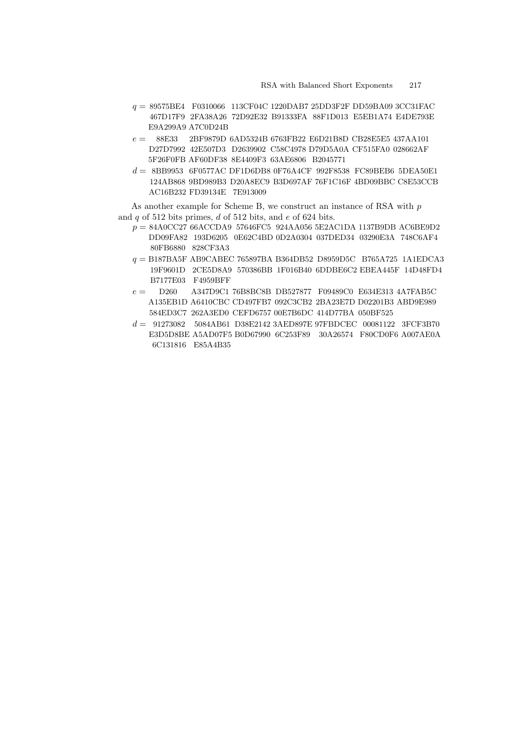$q =$ 89575BE4 F0310066 113CF04C 1220DAB7 25DD3F2F DD59BA09 3CC31FAC 467D17F9 2FA38A26 72D92E32 B91333FA 88F1D013 E5EB1A74 E4DE793E E9A299A9 A7C0D24B

$e =$ 88E33 2BF9879D 6AD5324B 6763FB22 E6D21B8D CB28E5E5 437AA101 D27D7992 42E507D3 D2639902 C58C4978 D79D5A0A CF515FA0 028662AF 5F26F0FB AF60DF38 8E4409F3 63AE6806 B2045771

$d =$ 8BB9953 6F0577AC DF1D6DB8 0F76A4CF 992F8538 FC89BEB6 5DEA50E1 124AB868 9BD989B3 D20A8EC9 B3D697AF 76F1C16F 4BD09BBC C8E53CCB AC16B232 FD39134E 7E913009

As another example for Scheme B, we construct an instance of RSA with $p$ and $q$ of 512 bits primes, $d$ of 512 bits, and $e$ of 624 bits.

$p =$ 84A0CC27 66ACCDA9 57646FC5 924AA056 5E2AC1DA 1137B9DB AC6BE9D2 DD09FA82 193D6205 0E62C4BD 0D2A0304 037DED34 03290E3A 748C6AF4 80FB6880 828CF3A3

$q =$ B187BA5F AB9CABEC 765897BA B364DB52 D8959D5C B765A725 1A1EDCA3 19F9601D 2CE5D8A9 570386BB 1F016B40 6DDBE6C2 EBEA445F 14D48FD4 B7177E03 F4959BFF

$e =$ D260 A347D9C1 76B8BC8B DB527877 F09489C0 E634E313 4A7FAB5C A135EB1D A6410CBC CD497FB7 092C3CB2 2BA23E7D D02201B3 ABD9E989 584ED3C7 262A3ED0 CEFD6757 00E7B6DC 414D77BA 050BF525

$d =$ 91273082 5084AB61 D38E2142 3AED897E 97FBDCEC 00081122 3FCF3B70 E3D5D8BE A5AD07F5 B0D67990 6C253F89 30A26574 F80CD0F6 A007AE0A 6C131816 E85A4B35